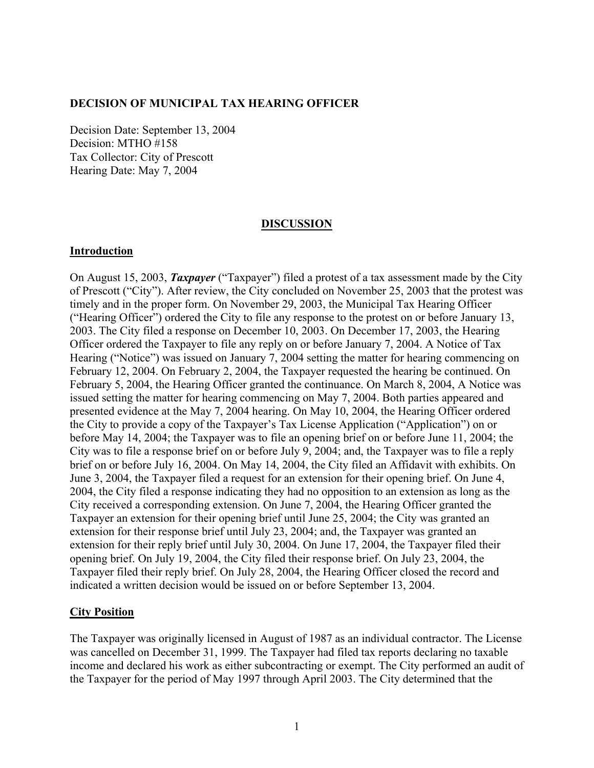**DECISION OF MUNICIPAL TAX HEARING OFFICER**

Decision Date: September 13, 2004
Decision: MTHO #158
Tax Collector: City of Prescott
Hearing Date: May 7, 2004

## DISCUSSION

### Introduction

On August 15, 2003, ***Taxpayer*** ("Taxpayer") filed a protest of a tax assessment made by the City of Prescott ("City"). After review, the City concluded on November 25, 2003 that the protest was timely and in the proper form. On November 29, 2003, the Municipal Tax Hearing Officer ("Hearing Officer") ordered the City to file any response to the protest on or before January 13, 2003. The City filed a response on December 10, 2003. On December 17, 2003, the Hearing Officer ordered the Taxpayer to file any reply on or before January 7, 2004. A Notice of Tax Hearing ("Notice") was issued on January 7, 2004 setting the matter for hearing commencing on February 12, 2004. On February 2, 2004, the Taxpayer requested the hearing be continued. On February 5, 2004, the Hearing Officer granted the continuance. On March 8, 2004, A Notice was issued setting the matter for hearing commencing on May 7, 2004. Both parties appeared and presented evidence at the May 7, 2004 hearing. On May 10, 2004, the Hearing Officer ordered the City to provide a copy of the Taxpayer's Tax License Application ("Application") on or before May 14, 2004; the Taxpayer was to file an opening brief on or before June 11, 2004; the City was to file a response brief on or before July 9, 2004; and, the Taxpayer was to file a reply brief on or before July 16, 2004. On May 14, 2004, the City filed an Affidavit with exhibits. On June 3, 2004, the Taxpayer filed a request for an extension for their opening brief. On June 4, 2004, the City filed a response indicating they had no opposition to an extension as long as the City received a corresponding extension. On June 7, 2004, the Hearing Officer granted the Taxpayer an extension for their opening brief until June 25, 2004; the City was granted an extension for their response brief until July 23, 2004; and, the Taxpayer was granted an extension for their reply brief until July 30, 2004. On June 17, 2004, the Taxpayer filed their opening brief. On July 19, 2004, the City filed their response brief. On July 23, 2004, the Taxpayer filed their reply brief. On July 28, 2004, the Hearing Officer closed the record and indicated a written decision would be issued on or before September 13, 2004.

### City Position

The Taxpayer was originally licensed in August of 1987 as an individual contractor. The License was cancelled on December 31, 1999. The Taxpayer had filed tax reports declaring no taxable income and declared his work as either subcontracting or exempt. The City performed an audit of the Taxpayer for the period of May 1997 through April 2003. The City determined that the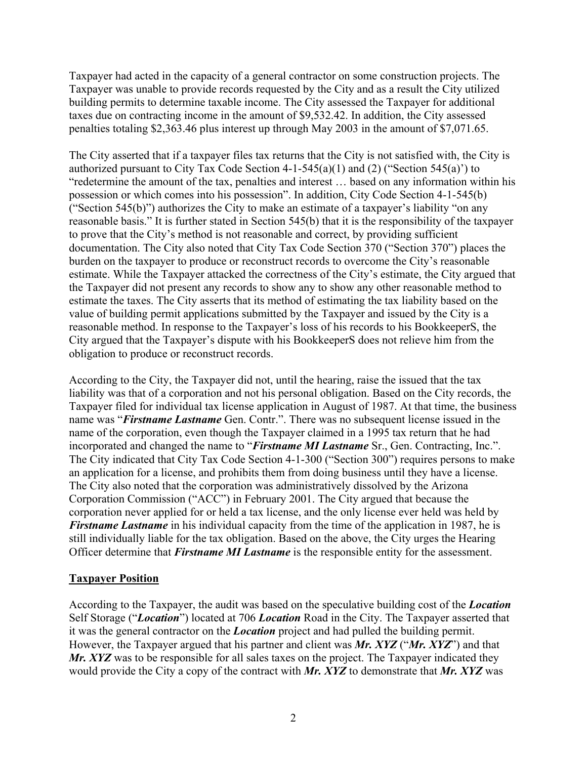Taxpayer had acted in the capacity of a general contractor on some construction projects. The Taxpayer was unable to provide records requested by the City and as a result the City utilized building permits to determine taxable income. The City assessed the Taxpayer for additional taxes due on contracting income in the amount of $9,532.42. In addition, the City assessed penalties totaling $2,363.46 plus interest up through May 2003 in the amount of $7,071.65.

The City asserted that if a taxpayer files tax returns that the City is not satisfied with, the City is authorized pursuant to City Tax Code Section 4-1-545(a)(1) and (2) ("Section 545(a)') to "redetermine the amount of the tax, penalties and interest … based on any information within his possession or which comes into his possession". In addition, City Code Section 4-1-545(b) ("Section 545(b)") authorizes the City to make an estimate of a taxpayer's liability "on any reasonable basis." It is further stated in Section 545(b) that it is the responsibility of the taxpayer to prove that the City's method is not reasonable and correct, by providing sufficient documentation. The City also noted that City Tax Code Section 370 ("Section 370") places the burden on the taxpayer to produce or reconstruct records to overcome the City's reasonable estimate. While the Taxpayer attacked the correctness of the City's estimate, the City argued that the Taxpayer did not present any records to show any to show any other reasonable method to estimate the taxes. The City asserts that its method of estimating the tax liability based on the value of building permit applications submitted by the Taxpayer and issued by the City is a reasonable method. In response to the Taxpayer's loss of his records to his BookkeeperS, the City argued that the Taxpayer's dispute with his BookkeeperS does not relieve him from the obligation to produce or reconstruct records.

According to the City, the Taxpayer did not, until the hearing, raise the issued that the tax liability was that of a corporation and not his personal obligation. Based on the City records, the Taxpayer filed for individual tax license application in August of 1987. At that time, the business name was "***Firstname Lastname*** Gen. Contr.". There was no subsequent license issued in the name of the corporation, even though the Taxpayer claimed in a 1995 tax return that he had incorporated and changed the name to "***Firstname MI Lastname*** Sr., Gen. Contracting, Inc.". The City indicated that City Tax Code Section 4-1-300 ("Section 300") requires persons to make an application for a license, and prohibits them from doing business until they have a license. The City also noted that the corporation was administratively dissolved by the Arizona Corporation Commission ("ACC") in February 2001. The City argued that because the corporation never applied for or held a tax license, and the only license ever held was held by ***Firstname Lastname*** in his individual capacity from the time of the application in 1987, he is still individually liable for the tax obligation. Based on the above, the City urges the Hearing Officer determine that ***Firstname MI Lastname*** is the responsible entity for the assessment.

## Taxpayer Position

According to the Taxpayer, the audit was based on the speculative building cost of the ***Location*** Self Storage ("***Location***") located at 706 ***Location*** Road in the City. The Taxpayer asserted that it was the general contractor on the ***Location*** project and had pulled the building permit. However, the Taxpayer argued that his partner and client was ***Mr. XYZ*** ("***Mr. XYZ***") and that ***Mr. XYZ*** was to be responsible for all sales taxes on the project. The Taxpayer indicated they would provide the City a copy of the contract with ***Mr. XYZ*** to demonstrate that ***Mr. XYZ*** was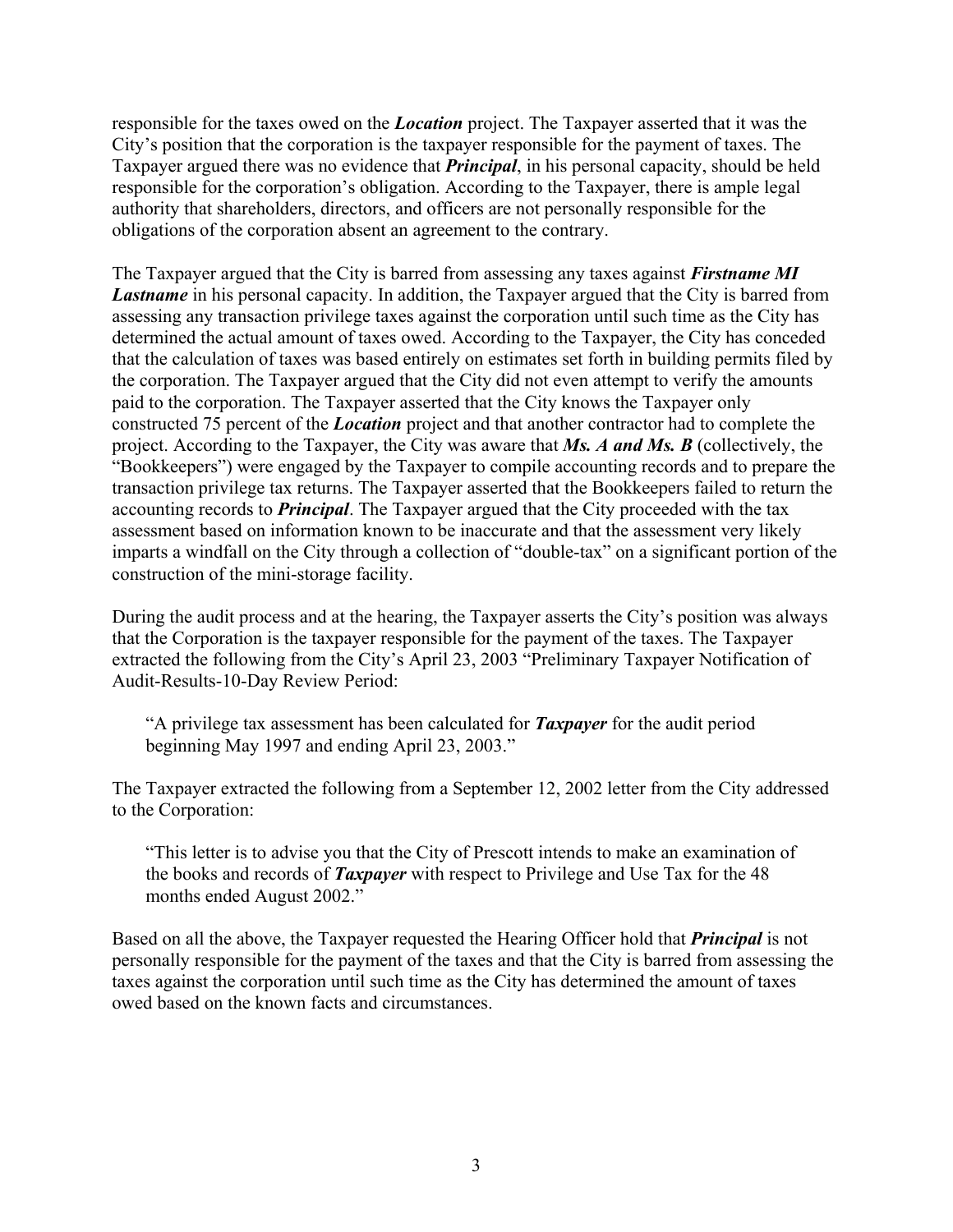responsible for the taxes owed on the ***Location*** project. The Taxpayer asserted that it was the City's position that the corporation is the taxpayer responsible for the payment of taxes. The Taxpayer argued there was no evidence that ***Principal***, in his personal capacity, should be held responsible for the corporation's obligation. According to the Taxpayer, there is ample legal authority that shareholders, directors, and officers are not personally responsible for the obligations of the corporation absent an agreement to the contrary.

The Taxpayer argued that the City is barred from assessing any taxes against ***Firstname MI Lastname*** in his personal capacity. In addition, the Taxpayer argued that the City is barred from assessing any transaction privilege taxes against the corporation until such time as the City has determined the actual amount of taxes owed. According to the Taxpayer, the City has conceded that the calculation of taxes was based entirely on estimates set forth in building permits filed by the corporation. The Taxpayer argued that the City did not even attempt to verify the amounts paid to the corporation. The Taxpayer asserted that the City knows the Taxpayer only constructed 75 percent of the ***Location*** project and that another contractor had to complete the project. According to the Taxpayer, the City was aware that ***Ms. A and Ms. B*** (collectively, the "Bookkeepers") were engaged by the Taxpayer to compile accounting records and to prepare the transaction privilege tax returns. The Taxpayer asserted that the Bookkeepers failed to return the accounting records to ***Principal***. The Taxpayer argued that the City proceeded with the tax assessment based on information known to be inaccurate and that the assessment very likely imparts a windfall on the City through a collection of "double-tax" on a significant portion of the construction of the mini-storage facility.

During the audit process and at the hearing, the Taxpayer asserts the City's position was always that the Corporation is the taxpayer responsible for the payment of the taxes. The Taxpayer extracted the following from the City's April 23, 2003 "Preliminary Taxpayer Notification of Audit-Results-10-Day Review Period:

> "A privilege tax assessment has been calculated for ***Taxpayer*** for the audit period beginning May 1997 and ending April 23, 2003."

The Taxpayer extracted the following from a September 12, 2002 letter from the City addressed to the Corporation:

> "This letter is to advise you that the City of Prescott intends to make an examination of the books and records of ***Taxpayer*** with respect to Privilege and Use Tax for the 48 months ended August 2002."

Based on all the above, the Taxpayer requested the Hearing Officer hold that ***Principal*** is not personally responsible for the payment of the taxes and that the City is barred from assessing the taxes against the corporation until such time as the City has determined the amount of taxes owed based on the known facts and circumstances.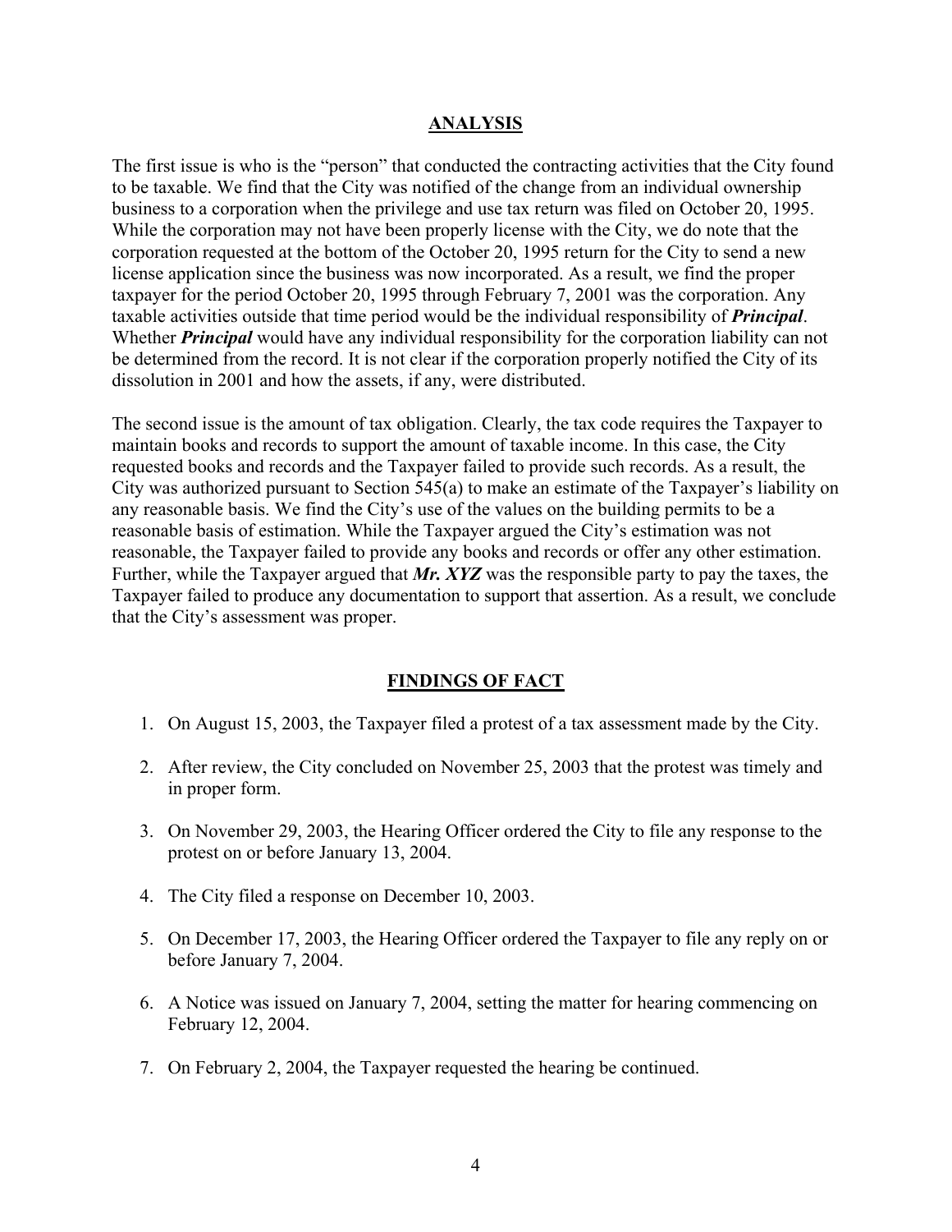## ANALYSIS

The first issue is who is the "person" that conducted the contracting activities that the City found to be taxable. We find that the City was notified of the change from an individual ownership business to a corporation when the privilege and use tax return was filed on October 20, 1995. While the corporation may not have been properly license with the City, we do note that the corporation requested at the bottom of the October 20, 1995 return for the City to send a new license application since the business was now incorporated. As a result, we find the proper taxpayer for the period October 20, 1995 through February 7, 2001 was the corporation. Any taxable activities outside that time period would be the individual responsibility of ***Principal***. Whether ***Principal*** would have any individual responsibility for the corporation liability can not be determined from the record. It is not clear if the corporation properly notified the City of its dissolution in 2001 and how the assets, if any, were distributed.

The second issue is the amount of tax obligation. Clearly, the tax code requires the Taxpayer to maintain books and records to support the amount of taxable income. In this case, the City requested books and records and the Taxpayer failed to provide such records. As a result, the City was authorized pursuant to Section 545(a) to make an estimate of the Taxpayer's liability on any reasonable basis. We find the City's use of the values on the building permits to be a reasonable basis of estimation. While the Taxpayer argued the City's estimation was not reasonable, the Taxpayer failed to provide any books and records or offer any other estimation. Further, while the Taxpayer argued that ***Mr. XYZ*** was the responsible party to pay the taxes, the Taxpayer failed to produce any documentation to support that assertion. As a result, we conclude that the City's assessment was proper.

## FINDINGS OF FACT

1. On August 15, 2003, the Taxpayer filed a protest of a tax assessment made by the City.
2. After review, the City concluded on November 25, 2003 that the protest was timely and in proper form.
3. On November 29, 2003, the Hearing Officer ordered the City to file any response to the protest on or before January 13, 2004.
4. The City filed a response on December 10, 2003.
5. On December 17, 2003, the Hearing Officer ordered the Taxpayer to file any reply on or before January 7, 2004.
6. A Notice was issued on January 7, 2004, setting the matter for hearing commencing on February 12, 2004.
7. On February 2, 2004, the Taxpayer requested the hearing be continued.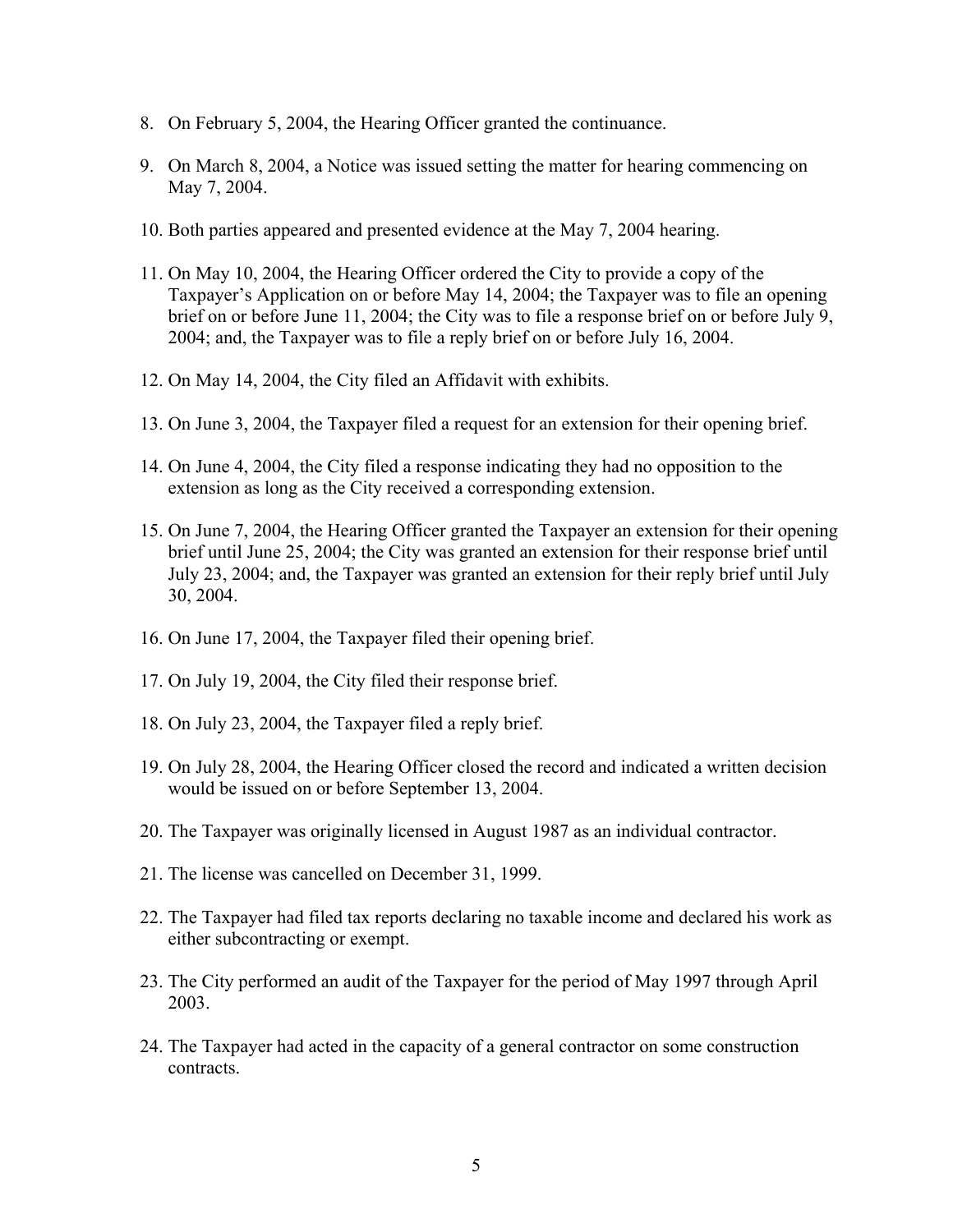8. On February 5, 2004, the Hearing Officer granted the continuance.

9. On March 8, 2004, a Notice was issued setting the matter for hearing commencing on May 7, 2004.

10. Both parties appeared and presented evidence at the May 7, 2004 hearing.

11. On May 10, 2004, the Hearing Officer ordered the City to provide a copy of the Taxpayer's Application on or before May 14, 2004; the Taxpayer was to file an opening brief on or before June 11, 2004; the City was to file a response brief on or before July 9, 2004; and, the Taxpayer was to file a reply brief on or before July 16, 2004.

12. On May 14, 2004, the City filed an Affidavit with exhibits.

13. On June 3, 2004, the Taxpayer filed a request for an extension for their opening brief.

14. On June 4, 2004, the City filed a response indicating they had no opposition to the extension as long as the City received a corresponding extension.

15. On June 7, 2004, the Hearing Officer granted the Taxpayer an extension for their opening brief until June 25, 2004; the City was granted an extension for their response brief until July 23, 2004; and, the Taxpayer was granted an extension for their reply brief until July 30, 2004.

16. On June 17, 2004, the Taxpayer filed their opening brief.

17. On July 19, 2004, the City filed their response brief.

18. On July 23, 2004, the Taxpayer filed a reply brief.

19. On July 28, 2004, the Hearing Officer closed the record and indicated a written decision would be issued on or before September 13, 2004.

20. The Taxpayer was originally licensed in August 1987 as an individual contractor.

21. The license was cancelled on December 31, 1999.

22. The Taxpayer had filed tax reports declaring no taxable income and declared his work as either subcontracting or exempt.

23. The City performed an audit of the Taxpayer for the period of May 1997 through April 2003.

24. The Taxpayer had acted in the capacity of a general contractor on some construction contracts.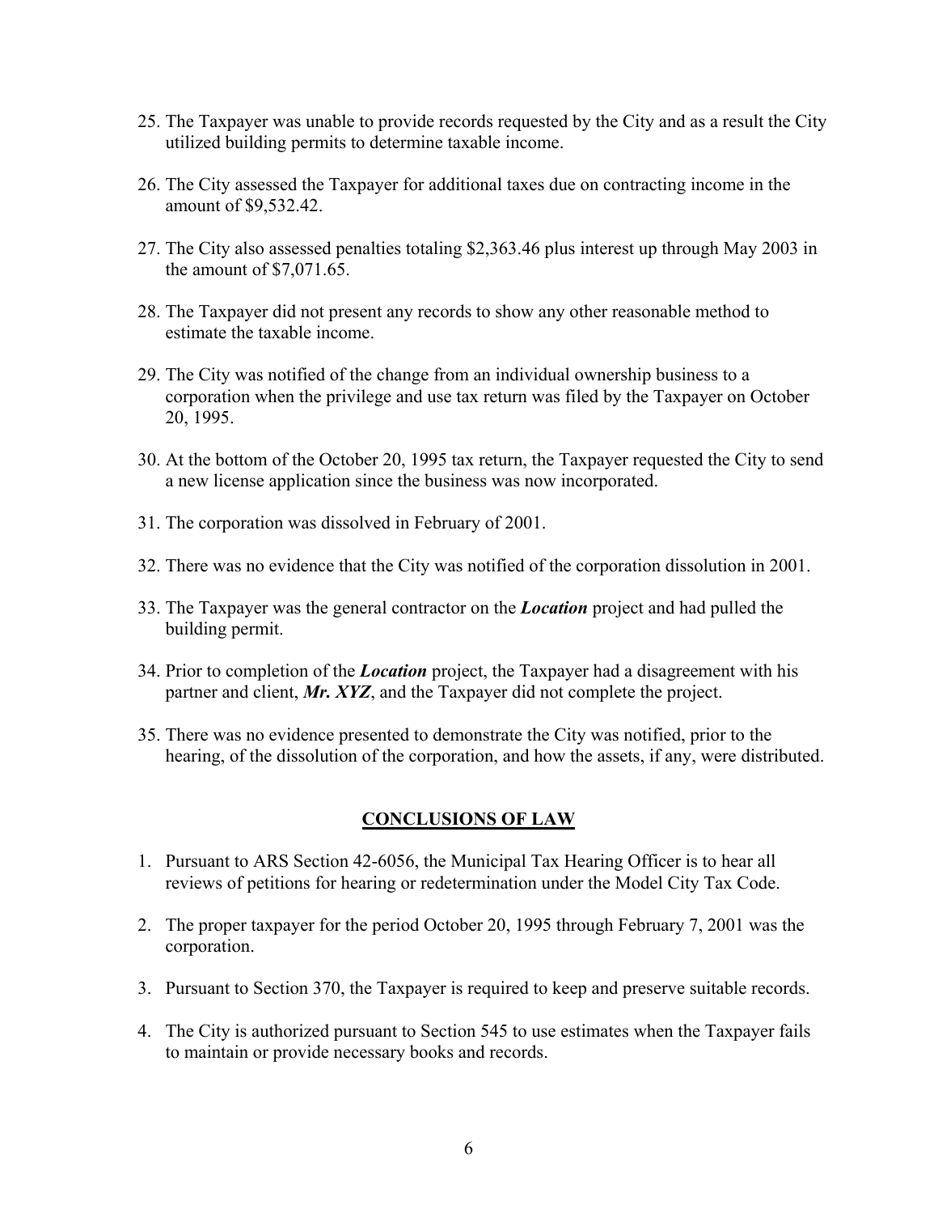25. The Taxpayer was unable to provide records requested by the City and as a result the City utilized building permits to determine taxable income.

26. The City assessed the Taxpayer for additional taxes due on contracting income in the amount of $9,532.42.

27. The City also assessed penalties totaling $2,363.46 plus interest up through May 2003 in the amount of $7,071.65.

28. The Taxpayer did not present any records to show any other reasonable method to estimate the taxable income.

29. The City was notified of the change from an individual ownership business to a corporation when the privilege and use tax return was filed by the Taxpayer on October 20, 1995.

30. At the bottom of the October 20, 1995 tax return, the Taxpayer requested the City to send a new license application since the business was now incorporated.

31. The corporation was dissolved in February of 2001.

32. There was no evidence that the City was notified of the corporation dissolution in 2001.

33. The Taxpayer was the general contractor on the ***Location*** project and had pulled the building permit.

34. Prior to completion of the ***Location*** project, the Taxpayer had a disagreement with his partner and client, ***Mr. XYZ***, and the Taxpayer did not complete the project.

35. There was no evidence presented to demonstrate the City was notified, prior to the hearing, of the dissolution of the corporation, and how the assets, if any, were distributed.

## CONCLUSIONS OF LAW

1. Pursuant to ARS Section 42-6056, the Municipal Tax Hearing Officer is to hear all reviews of petitions for hearing or redetermination under the Model City Tax Code.

2. The proper taxpayer for the period October 20, 1995 through February 7, 2001 was the corporation.

3. Pursuant to Section 370, the Taxpayer is required to keep and preserve suitable records.

4. The City is authorized pursuant to Section 545 to use estimates when the Taxpayer fails to maintain or provide necessary books and records.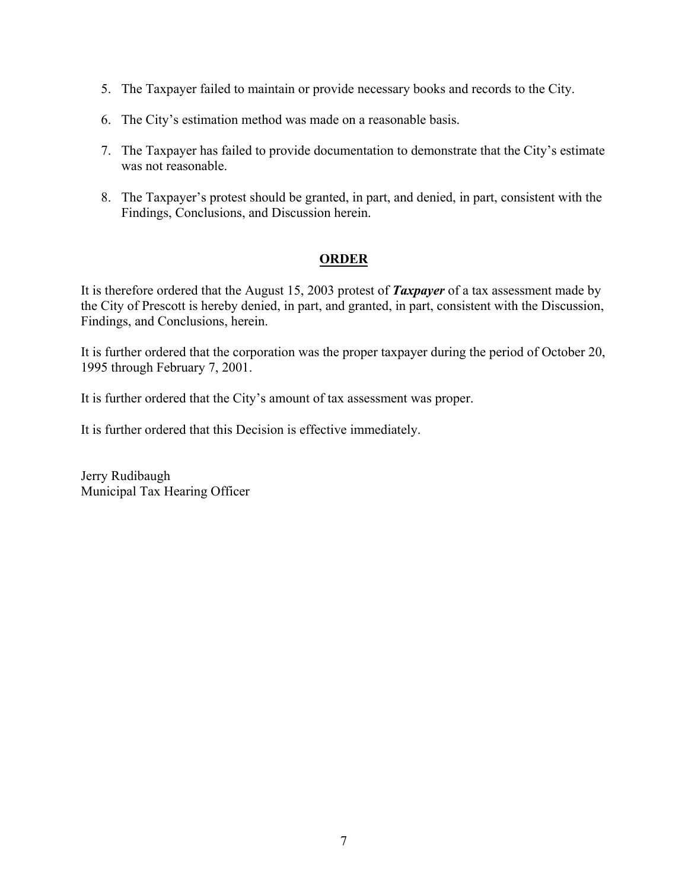5. The Taxpayer failed to maintain or provide necessary books and records to the City.

6. The City's estimation method was made on a reasonable basis.

7. The Taxpayer has failed to provide documentation to demonstrate that the City's estimate was not reasonable.

8. The Taxpayer's protest should be granted, in part, and denied, in part, consistent with the Findings, Conclusions, and Discussion herein.

## **ORDER**

It is therefore ordered that the August 15, 2003 protest of ***Taxpayer*** of a tax assessment made by the City of Prescott is hereby denied, in part, and granted, in part, consistent with the Discussion, Findings, and Conclusions, herein.

It is further ordered that the corporation was the proper taxpayer during the period of October 20, 1995 through February 7, 2001.

It is further ordered that the City's amount of tax assessment was proper.

It is further ordered that this Decision is effective immediately.

Jerry Rudibaugh
Municipal Tax Hearing Officer